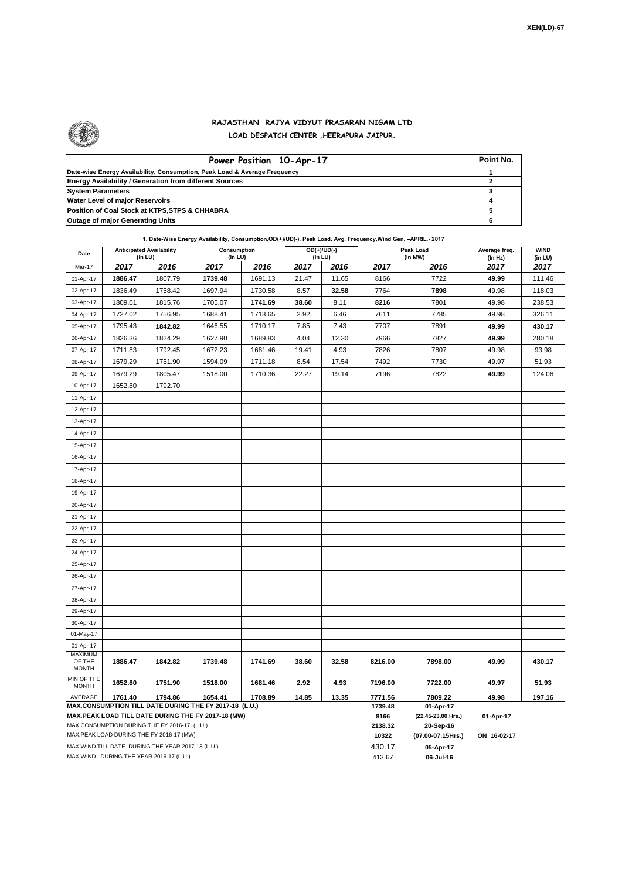XEN(LD)-67

# RAJASTHAN RAJYA VIDYUT PRASARAN NIGAM LTD

## LOAD DESPATCH CENTER ,HEERAPURA JAIPUR.

| Power Position 10-Apr-17 | Point No. |
|---|---|
| Date-wise Energy Availability, Consumption, Peak Load & Average Frequency | 1 |
| Energy Availability / Generation from different Sources | 2 |
| System Parameters | 3 |
| Water Level of major Reservoirs | 4 |
| Position of Coal Stock at KTPS,STPS & CHHABRA | 5 |
| Outage of major Generating Units | 6 |

**1. Date-Wise Energy Availability, Consumption,OD(+)/UD(-), Peak Load, Avg. Frequency,Wind Gen. –APRIL.- 2017**

| Date | Anticipated Availability (In LU) | | Consumption (In LU) | | OD(+)/UD(-) (In LU) | | Peak Load (In MW) | | Average freq. (In Hz) | WIND (in LU) |
|---|---|---|---|---|---|---|---|---|---|---|
| Mar-17 | 2017 | 2016 | 2017 | 2016 | 2017 | 2016 | 2017 | 2016 | 2017 | 2017 |
| 01-Apr-17 | **1886.47** | 1807.79 | **1739.48** | 1691.13 | 21.47 | 11.65 | 8166 | 7722 | **49.99** | 111.46 |
| 02-Apr-17 | 1836.49 | 1758.42 | 1697.94 | 1730.58 | 8.57 | **32.58** | 7764 | **7898** | 49.98 | 118.03 |
| 03-Apr-17 | 1809.01 | 1815.76 | 1705.07 | **1741.69** | **38.60** | 8.11 | **8216** | 7801 | 49.98 | 238.53 |
| 04-Apr-17 | 1727.02 | 1756.95 | 1688.41 | 1713.65 | 2.92 | 6.46 | 7611 | 7785 | 49.98 | 326.11 |
| 05-Apr-17 | 1795.43 | **1842.82** | 1646.55 | 1710.17 | 7.85 | 7.43 | 7707 | 7891 | **49.99** | **430.17** |
| 06-Apr-17 | 1836.36 | 1824.29 | 1627.90 | 1689.83 | 4.04 | 12.30 | 7966 | 7827 | **49.99** | 280.18 |
| 07-Apr-17 | 1711.83 | 1792.45 | 1672.23 | 1681.46 | 19.41 | 4.93 | 7826 | 7807 | 49.98 | 93.98 |
| 08-Apr-17 | 1679.29 | 1751.90 | 1594.09 | 1711.18 | 8.54 | 17.54 | 7492 | 7730 | 49.97 | 51.93 |
| 09-Apr-17 | 1679.29 | 1805.47 | 1518.00 | 1710.36 | 22.27 | 19.14 | 7196 | 7822 | **49.99** | 124.06 |
| 10-Apr-17 | 1652.80 | 1792.70 | | | | | | | | |
| 11-Apr-17 | | | | | | | | | | |
| 12-Apr-17 | | | | | | | | | | |
| 13-Apr-17 | | | | | | | | | | |
| 14-Apr-17 | | | | | | | | | | |
| 15-Apr-17 | | | | | | | | | | |
| 16-Apr-17 | | | | | | | | | | |
| 17-Apr-17 | | | | | | | | | | |
| 18-Apr-17 | | | | | | | | | | |
| 19-Apr-17 | | | | | | | | | | |
| 20-Apr-17 | | | | | | | | | | |
| 21-Apr-17 | | | | | | | | | | |
| 22-Apr-17 | | | | | | | | | | |
| 23-Apr-17 | | | | | | | | | | |
| 24-Apr-17 | | | | | | | | | | |
| 25-Apr-17 | | | | | | | | | | |
| 26-Apr-17 | | | | | | | | | | |
| 27-Apr-17 | | | | | | | | | | |
| 28-Apr-17 | | | | | | | | | | |
| 29-Apr-17 | | | | | | | | | | |
| 30-Apr-17 | | | | | | | | | | |
| 01-May-17 | | | | | | | | | | |
| 01-Apr-17 | | | | | | | | | | |
| MAXIMUM OF THE MONTH | **1886.47** | **1842.82** | **1739.48** | **1741.69** | **38.60** | **32.58** | **8216.00** | **7898.00** | **49.99** | **430.17** |
| MIN OF THE MONTH | **1652.80** | **1751.90** | **1518.00** | **1681.46** | **2.92** | **4.93** | **7196.00** | **7722.00** | **49.97** | **51.93** |
| AVERAGE | **1761.40** | **1794.86** | **1654.41** | **1708.89** | **14.85** | **13.35** | **7771.56** | **7809.22** | **49.98** | **197.16** |
| **MAX.CONSUMPTION TILL DATE DURING THE FY 2017-18 (L.U.)** | | | | | | | **1739.48** | **01-Apr-17** | | |
| **MAX.PEAK LOAD TILL DATE DURING THE FY 2017-18 (MW)** | | | | | | | **8166** | **(22.45-23.00 Hrs.)** | **01-Apr-17** | |
| MAX.CONSUMPTION DURING THE FY 2016-17 (L.U.) | | | | | | | **2138.32** | **20-Sep-16** | | |
| MAX.PEAK LOAD DURING THE FY 2016-17 (MW) | | | | | | | **10322** | **(07.00-07.15Hrs.)** | **ON 16-02-17** | |
| MAX.WIND TILL DATE DURING THE YEAR 2017-18 (L.U.) | | | | | | | 430.17 | **05-Apr-17** | | |
| MAX.WIND DURING THE YEAR 2016-17 (L.U.) | | | | | | | 413.67 | **06-Jul-16** | | |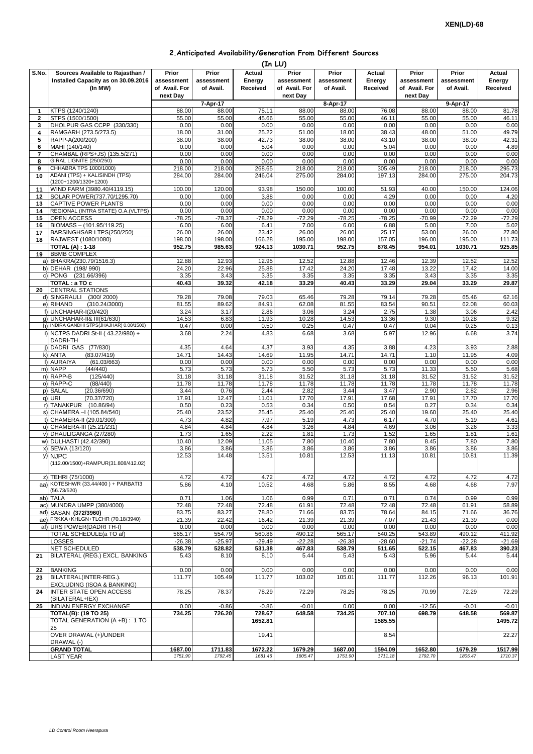XEN(LD)-68

## 2.Anticipated Availability/Generation From Different Sources

(In LU)

| S.No. | Sources Available to Rajasthan / Installed Capacity as on 30.09.2016 (In MW) | Prior assessment of Avail. For next Day | Prior assessment of Avail. | Actual Energy Received | Prior assessment of Avail. For next Day | Prior assessment of Avail. | Actual Energy Received | Prior assessment of Avail. For next Day | Prior assessment of Avail. | Actual Energy Received |
|---|---|---|---|---|---|---|---|---|---|---|
| | | | 7-Apr-17 | | | 8-Apr-17 | | | 9-Apr-17 | |
| 1 | KTPS (1240/1240) | 88.00 | 88.00 | 75.11 | 88.00 | 88.00 | 76.08 | 88.00 | 88.00 | 81.78 |
| 2 | STPS (1500/1500) | 55.00 | 55.00 | 45.66 | 55.00 | 55.00 | 46.11 | 55.00 | 55.00 | 46.11 |
| 3 | DHOLPUR GAS CCPP (330/330) | 0.00 | 0.00 | 0.00 | 0.00 | 0.00 | 0.00 | 0.00 | 0.00 | 0.00 |
| 4 | RAMGARH (273.5/273.5) | 18.00 | 31.00 | 25.22 | 51.00 | 18.00 | 38.43 | 48.00 | 51.00 | 49.79 |
| 5 | RAPP-A(200/200) | 38.00 | 38.00 | 42.73 | 38.00 | 38.00 | 43.10 | 38.00 | 38.00 | 42.31 |
| 6 | MAHI (140/140) | 0.00 | 0.00 | 5.04 | 0.00 | 0.00 | 5.04 | 0.00 | 0.00 | 4.89 |
| 7 | CHAMBAL (RPS+JS) (135.5/271) | 0.00 | 0.00 | 0.00 | 0.00 | 0.00 | 0.00 | 0.00 | 0.00 | 0.00 |
| 8 | GIRAL LIGNITE (250/250) | 0.00 | 0.00 | 0.00 | 0.00 | 0.00 | 0.00 | 0.00 | 0.00 | 0.00 |
| 9 | CHHABRA TPS 1000/1000) | 218.00 | 218.00 | 268.65 | 218.00 | 218.00 | 305.49 | 218.00 | 218.00 | 295.73 |
| 10 | ADANI (TPS) + KALISINDH (TPS) (1200+1200/1320+1200) | 284.00 | 284.00 | 246.04 | 275.00 | 284.00 | 197.13 | 284.00 | 275.00 | 204.73 |
| 11 | WIND FARM (3980.40/4119.15) | 100.00 | 120.00 | 93.98 | 150.00 | 100.00 | 51.93 | 40.00 | 150.00 | 124.06 |
| 12 | SOLAR POWER(737.70/1295.70) | 0.00 | 0.00 | 3.88 | 0.00 | 0.00 | 4.29 | 0.00 | 0.00 | 4.20 |
| 13 | CAPTIVE POWER PLANTS | 0.00 | 0.00 | 0.00 | 0.00 | 0.00 | 0.00 | 0.00 | 0.00 | 0.00 |
| 14 | REGIONAL (INTRA STATE) O.A.(VLTPS) | 0.00 | 0.00 | 0.00 | 0.00 | 0.00 | 0.00 | 0.00 | 0.00 | 0.00 |
| 15 | OPEN ACCESS | -78.25 | -78.37 | -78.29 | -72.29 | -78.25 | -78.25 | -70.99 | -72.29 | -72.29 |
| 16 | BIOMASS – (101.95/119.25) | 6.00 | 6.00 | 6.41 | 7.00 | 6.00 | 6.88 | 5.00 | 7.00 | 5.02 |
| 17 | BARSINGHSAR LTPS(250/250) | 26.00 | 26.00 | 23.42 | 26.00 | 26.00 | 25.17 | 53.00 | 26.00 | 27.80 |
| 18 | RAJWEST (1080/1080) | 198.00 | 198.00 | 166.28 | 195.00 | 198.00 | 157.05 | 196.00 | 195.00 | 111.73 |
| | **TOTAL (A) : 1-18** | **952.75** | **985.63** | **924.13** | **1030.71** | **952.75** | **878.45** | **954.01** | **1030.71** | **925.85** |
| 19 | BBMB COMPLEX | | | | | | | | | |
| a) | BHAKRA(230.79/1516.3) | 12.88 | 12.93 | 12.95 | 12.52 | 12.88 | 12.46 | 12.39 | 12.52 | 12.52 |
| b) | DEHAR (198/ 990) | 24.20 | 22.96 | 25.88 | 17.42 | 24.20 | 17.48 | 13.22 | 17.42 | 14.00 |
| c) | PONG (231.66/396) | 3.35 | 3.43 | 3.35 | 3.35 | 3.35 | 3.35 | 3.43 | 3.35 | 3.35 |
| | **TOTAL : a TO c** | **40.43** | **39.32** | **42.18** | **33.29** | **40.43** | **33.29** | **29.04** | **33.29** | **29.87** |
| 20 | CENTRAL STATIONS | | | | | | | | | |
| d) | SINGRAULI (300/ 2000) | 79.28 | 79.08 | 79.03 | 65.46 | 79.28 | 79.14 | 79.28 | 65.46 | 62.16 |
| e) | RIHAND (310.24/3000) | 81.55 | 89.62 | 84.91 | 62.08 | 81.55 | 83.54 | 90.51 | 62.08 | 60.03 |
| f) | UNCHAHAR-I(20/420) | 3.24 | 3.17 | 2.86 | 3.06 | 3.24 | 2.75 | 1.38 | 3.06 | 2.42 |
| g) | UNCHAHAR-II& III(61/630) | 14.53 | 6.83 | 11.93 | 10.28 | 14.53 | 13.36 | 9.30 | 10.28 | 9.32 |
| h) | INDIRA GANDHI STPS(JHAJHAR) 0.00/1500) | 0.47 | 0.00 | 0.50 | 0.25 | 0.47 | 0.47 | 0.04 | 0.25 | 0.13 |
| i) | NCTPS DADRI St-II ( 43.22/980) + DADRI-TH | 3.68 | 2.24 | 4.83 | 6.68 | 3.68 | 5.97 | 12.96 | 6.68 | 3.74 |
| j) | DADRI GAS (77/830) | 4.35 | 4.64 | 4.37 | 3.93 | 4.35 | 3.88 | 4.23 | 3.93 | 2.88 |
| k) | ANTA (83.07/419) | 14.71 | 14.43 | 14.69 | 11.95 | 14.71 | 14.71 | 1.10 | 11.95 | 4.09 |
| l) | AURAIYA (61.03/663) | 0.00 | 0.00 | 0.00 | 0.00 | 0.00 | 0.00 | 0.00 | 0.00 | 0.00 |
| m) | NAPP (44/440) | 5.73 | 5.73 | 5.73 | 5.50 | 5.73 | 5.73 | 11.33 | 5.50 | 5.68 |
| n) | RAPP-B (125/440) | 31.18 | 31.18 | 31.18 | 31.52 | 31.18 | 31.18 | 31.52 | 31.52 | 31.52 |
| o) | RAPP-C (88/440) | 11.78 | 11.78 | 11.78 | 11.78 | 11.78 | 11.78 | 11.78 | 11.78 | 11.78 |
| p) | SALAL (20.36/690) | 3.44 | 0.76 | 2.44 | 2.82 | 3.44 | 3.47 | 2.90 | 2.82 | 2.96 |
| q) | URI (70.37/720) | 17.91 | 12.47 | 11.01 | 17.70 | 17.91 | 17.68 | 17.91 | 17.70 | 17.70 |
| r) | TANAKPUR (10.86/94) | 0.50 | 0.23 | 0.53 | 0.34 | 0.50 | 0.54 | 0.27 | 0.34 | 0.34 |
| s) | CHAMERA –I (105.84/540) | 25.40 | 23.52 | 25.45 | 25.40 | 25.40 | 25.40 | 19.60 | 25.40 | 25.40 |
| t) | CHAMERA-II (29.01/300) | 4.73 | 4.82 | 7.97 | 5.19 | 4.73 | 6.17 | 4.70 | 5.19 | 4.61 |
| u) | CHAMERA-III (25.21/231) | 4.84 | 4.84 | 4.84 | 3.26 | 4.84 | 4.69 | 3.06 | 3.26 | 3.33 |
| v) | DHAULIGANGA (27/280) | 1.73 | 1.65 | 2.22 | 1.81 | 1.73 | 1.52 | 1.65 | 1.81 | 1.61 |
| w) | DULHASTI (42.42/390) | 10.40 | 12.09 | 11.05 | 7.80 | 10.40 | 7.80 | 8.45 | 7.80 | 7.80 |
| x) | SEWA (13/120) | 3.86 | 3.86 | 3.86 | 3.86 | 3.86 | 3.86 | 3.86 | 3.86 | 3.86 |
| y) | NJPC (112.00/1500)+RAMPUR(31.808/412.02) | 12.53 | 14.48 | 13.51 | 10.81 | 12.53 | 11.13 | 10.81 | 10.81 | 11.39 |
| z) | TEHRI (75/1000) | 4.72 | 4.72 | 4.72 | 4.72 | 4.72 | 4.72 | 4.72 | 4.72 | 4.72 |
| aa) | KOTESHWR (33.44/400 ) + PARBATI3 (56.73/520) | 5.86 | 4.10 | 10.52 | 4.68 | 5.86 | 8.55 | 4.68 | 4.68 | 7.97 |
| ab) | TALA | 0.71 | 1.06 | 1.06 | 0.99 | 0.71 | 0.71 | 0.74 | 0.99 | 0.99 |
| ac) | MUNDRA UMPP (380/4000) | 72.48 | 72.48 | 72.48 | 61.91 | 72.48 | 72.48 | 72.48 | 61.91 | 58.89 |
| ad) | SASAN **(372/3960)** | 83.75 | 83.27 | 78.80 | 71.66 | 83.75 | 78.64 | 84.15 | 71.66 | 36.76 |
| ae) | FRKKA+KHLGN+TLCHR (70.18/3940) | 21.39 | 22.42 | 16.42 | 21.39 | 21.39 | 7.07 | 21.43 | 21.39 | 0.00 |
| af) | URS POWER(DADRI TH-I) | 0.00 | 0.00 | 0.00 | 0.00 | 0.00 | 0.00 | 0.00 | 0.00 | 0.00 |
| | TOTAL SCHEDULE(a TO af) | 565.17 | 554.79 | 560.86 | 490.12 | 565.17 | 540.25 | 543.89 | 490.12 | 411.92 |
| | LOSSES | -26.38 | -25.97 | -29.49 | -22.28 | -26.38 | -28.60 | -21.74 | -22.28 | -21.69 |
| | NET SCHEDULED | **538.79** | **528.82** | **531.38** | **467.83** | **538.79** | **511.65** | **522.15** | **467.83** | **390.23** |
| 21 | BILATERAL (REG.) EXCL. BANKING | 5.43 | 8.10 | 8.10 | 5.44 | 5.43 | 5.43 | 5.96 | 5.44 | 5.44 |
| 22 | BANKING | 0.00 | 0.00 | 0.00 | 0.00 | 0.00 | 0.00 | 0.00 | 0.00 | 0.00 |
| 23 | BILATERAL(INTER-REG.). EXCLUDING (ISOA & BANKING) | 111.77 | 105.49 | 111.77 | 103.02 | 105.01 | 111.77 | 112.26 | 96.13 | 101.91 |
| 24 | INTER STATE OPEN ACCESS (BILATERAL+IEX) | 78.25 | 78.37 | 78.29 | 72.29 | 78.25 | 78.25 | 70.99 | 72.29 | 72.29 |
| 25 | INDIAN ENERGY EXCHANGE | 0.00 | -0.86 | -0.86 | -0.01 | 0.00 | 0.00 | -12.56 | -0.01 | -0.01 |
| | **TOTAL(B): (19 TO 25)** | **734.25** | **726.20** | **728.67** | **648.58** | **734.25** | **707.10** | **698.79** | **648.58** | **569.87** |
| | TOTAL GENERATION (A +B) : 1 TO 25 | | | **1652.81** | | | **1585.55** | | | **1495.72** |
| | OVER DRAWAL (+)/UNDER DRAWAL (-) | | | 19.41 | | | 8.54 | | | 22.27 |
| | **GRAND TOTAL** | **1687.00** | **1711.83** | **1672.22** | **1679.29** | **1687.00** | **1594.09** | **1652.80** | **1679.29** | **1517.99** |
| | LAST YEAR | *1751.90* | *1792.45* | *1681.46* | *1805.47* | *1751.90* | *1711.18* | *1792.70* | *1805.47* | *1710.37* |

*LD Control Room Heerapura*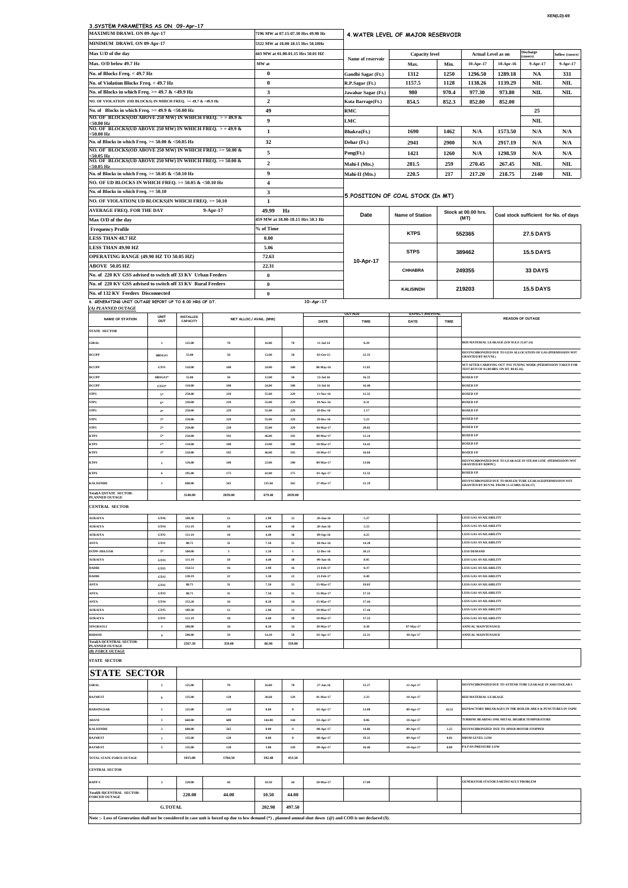XEN(LD)-69

## 3.SYSTEM PARAMETERS AS ON 09-Apr-17

| | |
|---|---|
| MAXIMUM DRAWL ON 09-Apr-17 | 7196 MW at 07.15-07.30 Hrs 49.98 Hz |
| MINIMUM DRAWL ON 09-Apr-17 | 5322 MW at 18.00-18.15 Hrs 50.10Hz |
| Max U/D of the day | 443 MW at 01.00-01.15 Hrs 50.01 HZ |
| Max. O/D below 49.7 Hz | MW at |
| No. of Blocks Freq. < 49.7 Hz | 0 |
| No. of Violation Blocks Freq. < 49.7 Hz | 0 |
| No. of Blocks in which Freq. >= 49.7 & <49.9 Hz | 3 |
| NO. OF VIOLATION (OD BLOCKS) IN WHICH FREQ. >= 49.7 & <49.9 Hz | 2 |
| No. of Blocks in which Freq. >= 49.9 & <50.00 Hz | 49 |
| NO. OF BLOCKS(OD ABOVE 250 MW) IN WHICH FREQ. > = 49.9 & <50.00 Hz | 9 |
| NO. OF BLOCKS(UD ABOVE 250 MW) IN WHICH FREQ. > = 49.9 & <50.00 Hz | 1 |
| No. of Blocks in which Freq. >= 50.00 & <50.05 Hz | 32 |
| NO. OF BLOCKS(OD ABOVE 250 MW) IN WHICH FREQ. >= 50.00 & <50.05 Hz | 5 |
| NO. OF BLOCKS(UD ABOVE 250 MW) IN WHICH FREQ. >= 50.00 & <50.05 Hz | 2 |
| No. of Blocks in which Freq. >= 50.05 & <50.10 Hz | 9 |
| NO. OF UD BLOCKS IN WHICH FREQ. >= 50.05 & <50.10 Hz | 4 |
| No. of Blocks in which Freq. >= 50.10 | 3 |
| NO. OF VIOLATION( UD BLOCKS)IN WHICH FREQ. >= 50.10 | 1 |
| AVERAGE FREQ. FOR THE DAY 9-Apr-17 | 49.99 Hz |
| Max O/D of the day | 459 MW at 18.00-18.15 Hrs 50.1 Hz |
| **Frequency Profile** | % of Time |
| LESS THAN 48.7 HZ | 0.00 |
| LESS THAN 49.90 HZ | 5.06 |
| OPERATING RANGE (49.90 HZ TO 50.05 HZ) | 72.63 |
| ABOVE 50.05 HZ | 22.31 |
| No. of 220 KV GSS advised to switch off 33 KV Urban Feeders | 0 |
| No. of 220 KV GSS advised to switch off 33 KV Rural Feeders | 0 |
| No. of 132 KV Feeders Disconnected | 0 |

## 4.WATER LEVEL OF MAJOR RESERVOIR

| Name of reservoir | Capacity level | | Actual Level as on | | Discharge (cusecs) | Inflow (cusecs) |
|---|---|---|---|---|---|---|
| | Max. | Min. | 10-Apr-17 | 10-Apr-16 | 9-Apr-17 | 9-Apr-17 |
| Gandhi Sagar (Ft.) | 1312 | 1250 | 1296.50 | 1289.18 | NA | 331 |
| R.P.Sagar (Ft.) | 1157.5 | 1128 | 1138.26 | 1139.29 | NIL | NIL |
| Jawahar Sagar (Ft.) | 980 | 970.4 | 977.30 | 973.80 | NIL | NIL |
| Kota Barrage(Ft.) | 854.5 | 852.3 | 852.80 | 852.00 | | |
| RMC | | | | | 25 | |
| LMC | | | | | NIL | |
| Bhakra(Ft.) | 1690 | 1462 | N/A | 1573.50 | N/A | N/A |
| Dehar (Ft.) | 2941 | 2900 | N/A | 2917.19 | N/A | N/A |
| Pong(Ft.) | 1421 | 1260 | N/A | 1298.59 | N/A | N/A |
| Mahi-I (Mts.) | 281.5 | 259 | 270.45 | 267.45 | NIL | NIL |
| Mahi-II (Mts.) | 220.5 | 217 | 217.20 | 218.75 | 2140 | NIL |

## 5.POSITION OF COAL STOCK (In MT)

| Date | Name of Station | Stock at 00.00 hrs. (MT) | Coal stock sufficient for No. of days |
|---|---|---|---|
| 10-Apr-17 | KTPS | 552365 | 27.5 DAYS |
| | STPS | 389462 | 15.5 DAYS |
| | CHHABRA | 249355 | 33 DAYS |
| | KALISINDH | 219203 | 15.5 DAYS |

## 6. GENERATING UNIT OUTAGE REPORT UP TO 8.00 HRS OF DT. 10-Apr-17

### (A) PLANNED OUTAGE

| NAME OF STATION | UNIT OUT | INSTALLED CAPACITY | NET ALLOC./ AVAIL. (MW) | | | OUTAGE DATE | OUTAGE TIME | EXPECT.REVIVAL DATE | EXPECT.REVIVAL TIME | REASON OF OUTAGE |
|---|---|---|---|---|---|---|---|---|---|---|
| **STATE SECTOR** | | | | | | | | | | |
| GIRAL | 1 | 125.00 | 70 | 16.80 | 70 | 11-Jul-14 | 8.20 | | | BED MATERIAL LEAKAGE (S/D W.E.F.15.07.14) |
| DCCPP | HRSG#1 | 55.00 | 50 | 12.00 | 50 | 03-Oct-15 | 22.35 | | | DESYNCHRONIZED DUE TO LESS ALLOCATION OF GAS (PERMISSION NOT GRANTED BY RUVNL) |
| DCCPP | GT#1 | 110.00 | 100 | 24.00 | 100 | 08-May-16 | 11.05 | | | S/F AFTER CARRYING OUT PSS TUNING WORK (PERMISSION TAKEN FOR TEST RUN OF 01.00 HRS. ON DT. 08.05.16) |
| DCCPP | HRSG#2* | 55.00 | 50 | 12.00 | 50 | 13-Jul-16 | 16.35 | | | BOXED UP |
| DCCPP | GT#2* | 110.00 | 100 | 24.00 | 100 | 13-Jul-16 | 16.40 | | | BOXED UP |
| STPS | 5* | 250.00 | 229 | 55.00 | 229 | 15-Nov-16 | 12.32 | | | BOXED UP |
| STPS | 6* | 250.00 | 229 | 55.00 | 229 | 19-Nov-16 | 0.31 | | | BOXED UP |
| STPS | 4* | 250.00 | 229 | 55.00 | 229 | 29-Dec-16 | 1.17 | | | BOXED UP |
| STPS | 3* | 250.00 | 229 | 55.00 | 229 | 29-Dec-16 | 5.23 | | | BOXED UP |
| STPS | 2* | 250.00 | 229 | 55.00 | 229 | 04-Mar-17 | 20.02 | | | BOXED UP |
| KTPS | 5* | 210.00 | 192 | 46.00 | 192 | 08-Mar-17 | 12.24 | | | BOXED UP |
| KTPS | 1* | 110.00 | 100 | 23.00 | 100 | 10-Mar-17 | 14.42 | | | BOXED UP |
| KTPS | 3* | 210.00 | 192 | 46.00 | 192 | 10-Mar-17 | 16.04 | | | BOXED UP |
| KTPS | 2 | 110.00 | 100 | 23.00 | 100 | 09-Mar-17 | 13.06 | | | DESYNCHRONIZED DUE TO LEAKAGE IN STEAM LINE (PERMISSION NOT GRANTED BY RDPPC) |
| KTPS | 6 | 195.00 | 175 | 42.00 | 175 | 01-Apr-17 | 12.32 | | | BOXED UP |
| KALISINDH | 1 | 600.00 | 565 | 135.60 | 565 | 27-Mar-17 | 21.19 | | | DESYNCHRONIZED DUE TO BOILER TUBE LEAKAGE(PERMISSION NOT GRANTED BY RUVNL FROM 11.13 HRS.02.04.17) |
| Total(A I)STATE SECTOR-PLANNED OUTAGE | | 3140.00 | 2839.00 | 679.40 | 2839.00 | | | | | |
| **CENTRAL SECTOR** | | | | | | | | | | |
| AURAIYA | GT#6 | 109.30 | 12 | 2.90 | 12 | 20-Jun-16 | 5.37 | | | LESS GAS AVAILABILITY |
| AURAIYA | GT#4 | 111.19 | 18 | 4.40 | 18 | 20-Jun-16 | 5.53 | | | LESS GAS AVAILABILITY |
| AURAIYA | GT#2 | 111.19 | 18 | 4.40 | 18 | 09-Sep-16 | 4.25 | | | LESS GAS AVAILABILITY |
| ANTA | GT#1 | 88.71 | 31 | 7.50 | 31 | 18-Nov-16 | 14.28 | | | LESS GAS AVAILABILITY |
| ISTPP-JHAJJAR | 3* | 500.00 | 5 | 1.20 | 5 | 22-Dec-16 | 20.21 | | | LESS DEMAND |
| AURAIYA | GT#3 | 111.19 | 18 | 4.40 | 18 | 09-Jan-16 | 0.05 | | | LESS GAS AVAILABILITY |
| DADRI | GT#5 | 154.51 | 16 | 3.90 | 16 | 21-Feb-17 | 0.37 | | | LESS GAS AVAILABILITY |
| DADRI | GT#2 | 130.19 | 22 | 5.30 | 22 | 21-Feb-17 | 0.40 | | | LESS GAS AVAILABILITY |
| ANTA | GT#2 | 88.71 | 31 | 7.50 | 31 | 15-Mar-17 | 19.03 | | | LESS GAS AVAILABILITY |
| ANTA | GT#3 | 88.71 | 31 | 7.50 | 31 | 15-Mar-17 | 17.33 | | | LESS GAS AVAILABILITY |
| ANTA | GT#4 | 153.20 | 34 | 8.20 | 34 | 15-Mar-17 | 17.44 | | | LESS GAS AVAILABILITY |
| AURAIYA | GT#5 | 109.30 | 12 | 2.90 | 12 | 19-Mar-17 | 17.44 | | | LESS GAS AVAILABILITY |
| AURAIYA | GT#1 | 111.19 | 18 | 4.40 | 18 | 19-Mar-17 | 17.53 | | | LESS GAS AVAILABILITY |
| SINGRAULI | 1 | 200.00 | 34 | 8.20 | 34 | 30-Mar-17 | 0.30 | 07-May-17 | | ANNUAL MAINTENANCE |
| RIHAND | 4 | 500.00 | 59 | 14.20 | 59 | 02-Apr-17 | 22.31 | 30-Apr-17 | | ANNUAL MAINTENANCE |
| Total(A-II)CENTRAL SECTOR-PLANNED OUTAGE | | 2567.39 | 359.00 | 86.90 | 359.00 | | | | | |

### (B) FORCE OUTAGE

| NAME OF STATION | UNIT OUT | INSTALLED CAPACITY | NET ALLOC./ AVAIL. (MW) | | | OUTAGE DATE | OUTAGE TIME | EXPECT.REVIVAL DATE | EXPECT.REVIVAL TIME | REASON OF OUTAGE |
|---|---|---|---|---|---|---|---|---|---|---|
| **STATE SECTOR** | | | | | | | | | | |
| GIRAL | 2 | 125.00 | 70 | 16.80 | 70 | 27-Jan-16 | 15.27 | 15-Apr-17 | | DESYNCHRONIZED DUE TO ATTEND TUBE LEAKAGE IN ASH COOLAR-I |
| RAJWEST | 6 | 135.00 | 120 | 28.60 | 120 | 01-Mar-17 | 2.33 | 10-Apr-17 | | BED MATERIAL LEAKAGE |
| BARSINGSAR | 1 | 125.00 | 110 | 0.00 | 0 | 02-Apr-17 | 13.00 | 09-Apr-17 | 16.55 | REFRACTORY BREAKAGES IN THE BOILER AREA & PUNCTURES IN TAPH |
| ADANI | 1 | 660.00 | 600 | 144.00 | 144 | 03-Apr-17 | 8.06 | 10-Apr-17 | | TURBINE BEARING ONE METAL HIGHER TEMPERATURE |
| KALISINDH | 2 | 600.00 | 565 | 0.00 | 0 | 08-Apr-17 | 14.06 | 09-Apr-17 | 1.25 | DESYNCHRONIZED DUE TO APH-B MOTOR STOPPED |
| RAJWEST | 1 | 135.00 | 120 | 0.00 | 0 | 08-Apr-17 | 19.31 | 09-Apr-17 | 0.02 | DRUM LEVEL LOW |
| RAJWEST | 5 | 135.00 | 120 | 3.00 | 120 | 09-Apr-17 | 16.46 | 10-Apr-17 | 0.09 | PA FAN PRESSURE LOW |
| TOTAL STATE FORCE OUTAGE | | 1915.00 | 1704.50 | 192.48 | 453.50 | | | | | |
| **CENTRAL SECTOR** | | | | | | | | | | |
| RAPP-C | 2 | 220.00 | 44 | 10.50 | 44 | 20-Mar-17 | 17.09 | | | GENERATOR STATOR EARTH FAULT PROBLEM |
| Total(B II)CENTRAL SECTOR-FORCED OUTAGE | | 220.00 | 44.00 | 10.50 | 44.00 | | | | | |
| G.TOTAL | | | | 202.98 | 497.50 | | | | | |

Note :- Loss of Generation shall not be considered in case unit is boxed up due to low demand (*) , planned annual shut down (@) and COD is not declared ($).